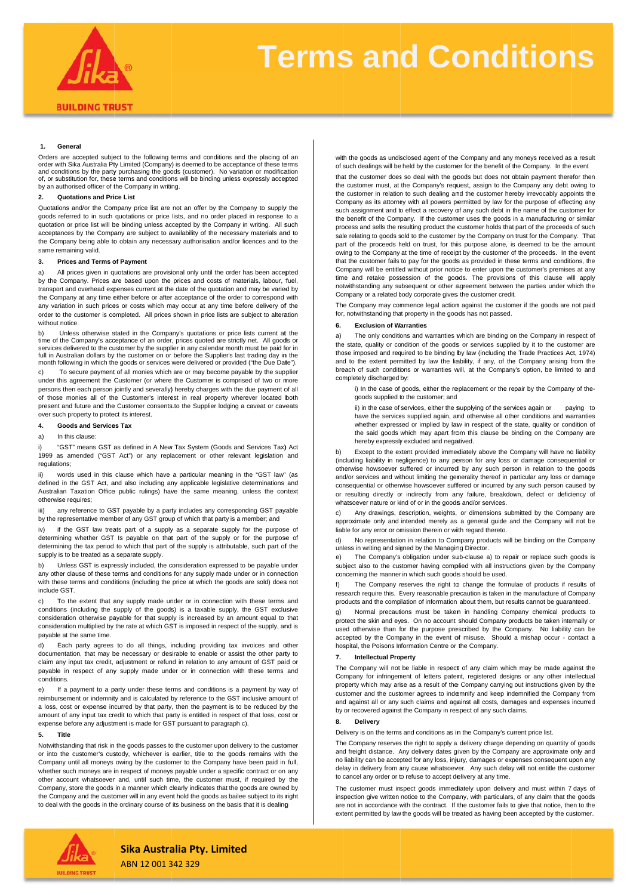# Terms and Conditions

### 1. General

Orders are accepted subject to the following terms and conditions and the placing of an order with Sika Australia Pty Limited (Company) is deemed to be acceptance of these terms and conditions by the party purchasing the goods (customer). No variation or modification of, or substitution for, these terms and conditions will be binding unless expressly accepted by an authorised officer of the Company in writing.

### 2. Quotations and Price List

Quotations and/or the Company price list are not an offer by the Company to supply the goods referred to in such quotations or price lists, and no order placed in response to a quotation or price list will be binding unless accepted by the Company in writing. All such acceptances by the Company are subject to availability of the necessary materials and to the Company being able to obtain any necessary authorisation and/or licences and to the same remaining valid.

### 3. Prices and Terms of Payment

a) All prices given in quotations are provisional only until the order has been accepted by the Company. Prices are based upon the prices and costs of materials, labour, fuel, transport and overhead expenses current at the date of the quotation and may be varied by the Company at any time either before or after acceptance of the order to correspond with any variation in such prices or costs which may occur at any time before delivery of the order to the customer is completed. All prices shown in price lists are subject to alteration without notice.

b) Unless otherwise stated in the Company's quotations or price lists current at the time of the Company's acceptance of an order, prices quoted are strictly net. All goods or services delivered to the customer by the supplier in any calendar month must be paid for in full in Australian dollars by the customer on or before the Supplier's last trading day in the month following in which the goods or services were delivered or provided ("the Due Date").

c) To secure payment of all monies which are or may become payable by the supplier under this agreement the Customer (or where the Customer is comprised of two or more persons then each person jointly and severally) hereby charges with the due payment of all of those monies all of the Customer's interest in real property wherever located both present and future and the Customer consents.to the Supplier lodging a caveat or caveats over such property to protect its interest.

### 4. Goods and Services Tax

a) In this clause:

i) "GST" means GST as defined in A New Tax System (Goods and Services Tax) Act 1999 as amended ("GST Act") or any replacement or other relevant legislation and regulations;

ii) words used in this clause which have a particular meaning in the "GST law" (as defined in the GST Act, and also including any applicable legislative determinations and Australian Taxation Office public rulings) have the same meaning, unless the context otherwise requires;

iii) any reference to GST payable by a party includes any corresponding GST payable by the representative member of any GST group of which that party is a member; and

iv) if the GST law treats part of a supply as a separate supply for the purpose of determining whether GST Is payable on that part of the supply or for the purpose of determining the tax period to which that part of the supply is attributable, such part of the supply is to be treated as a separate supply.

b) Unless GST is expressly included, the consideration expressed to be payable under any other clause of these terms and conditions for any supply made under or in connection with these terms and conditions (including the price at which the goods are sold) does not include GST.

c) To the extent that any supply made under or in connection with these terms and conditions (including the supply of the goods) is a taxable supply, the GST exclusive consideration otherwise payable for that supply is increased by an amount equal to that consideration multiplied by the rate at which GST is imposed in respect of the supply, and is payable at the same time.

d) Each party agrees to do all things, including providing tax invoices and other documentation, that may be necessary or desirable to enable or assist the other party to claim any input tax credit, adjustment or refund in relation to any amount of GST paid or payable in respect of any supply made under or in connection with these terms and conditions.

e) If a payment to a party under these terms and conditions is a payment by way of reimbursement or indemnity and is calculated by reference to the GST inclusive amount of a loss, cost or expense incurred by that party, then the payment is to be reduced by the amount of any input tax credit to which that party is entitled in respect of that loss, cost or expense before any adjustment is made for GST pursuant to paragraph c).

### 5. Title

Notwithstanding that risk in the goods passes to the customer upon delivery to the customer or into the customer's custody, whichever is earlier, title to the goods remains with the Company until all moneys owing by the customer to the Company have been paid in full, whether such moneys are in respect of moneys payable under a specific contract or on any other account whatsoever and, until such time, the customer must, if required by the Company, store the goods in a manner which clearly indicates that the goods are owned by the Company and the customer will in any event hold the goods as bailee subject to its right to deal with the goods in the ordinary course of its business on the basis that it is dealing with the goods as undisclosed agent of the Company and any moneys received as a result of such dealings will be held by the customer for the benefit of the Company. In the event that the customer does so deal with the goods but does not obtain payment therefor then the customer must, at the Company's request, assign to the Company any debt owing to the customer in relation to such dealing and the customer hereby irrevocably appoints the Company as its attorney with all powers permitted by law for the purpose of effecting any such assignment and to effect a recovery of any such debt in the name of the customer for the benefit of the Company. If the customer uses the goods in a manufacturing or similar process and sells the resulting product the customer holds that part of the proceeds of such sale relating to goods sold to the customer by the Company on trust for the Company. That part of the proceeds held on trust, for this purpose alone, is deemed to be the amount owing to the Company at the time of receipt by the customer of the proceeds. In the event that the customer fails to pay for the goods as provided in these terms and conditions, the Company will be entitled without prior notice to enter upon the customer's premises at any time and retake possession of the goods. The provisions of this clause will apply notwithstanding any subsequent or other agreement between the parties under which the Company or a related body corporate gives the customer credit.

The Company may commence legal action against the customer if the goods are not paid for, notwithstanding that property in the goods has not passed.

### 6. Exclusion of Warranties

a) The only conditions and warranties which are binding on the Company in respect of the state, quality or condition of the goods or services supplied by it to the customer are those imposed and required to be binding by law (including the Trade Practices Act, 1974) and to the extent permitted by law the liability, if any, of the Company arising from the breach of such conditions or warranties will, at the Company's option, be limited to and completely discharged by:

i) In the case of goods, either the replacement or the repair by the Company of the goods supplied to the customer; and

ii) in the case of services, either the supplying of the services again or paying to have the services supplied again, and otherwise all other conditions and warranties whether expressed or implied by law in respect of the state, quality or condition of the said goods which may apart from this clause be binding on the Company are hereby expressly excluded and negatived.

b) Except to the extent provided immediately above the Company will have no liability (including liability in negligence) to any person for any loss or damage consequential or otherwise howsoever suffered or incurred by any such person in relation to the goods and/or services and without limiting the generality thereof in particular any loss or damage consequential or otherwise howsoever suffered or incurred by any such person caused by or resulting directly or indirectly from any failure, breakdown, defect or deficiency of whatsoever nature or kind of or in the goods and/or services.

c) Any drawings, description, weights, or dimensions submitted by the Company are approximate only and intended merely as a general guide and the Company will not be liable for any error or omission therein or with regard thereto.

d) No representation in relation to Company products will be binding on the Company unless in writing and signed by the Managing Director.

e) The Company's obligation under sub-clause a) to repair or replace such goods is subject also to the customer having complied with all instructions given by the Company concerning the manner in which such goods should be used.

f) The Company reserves the right to change the formulae of products if results of research require this. Every reasonable precaution is taken in the manufacture of Company products and the compilation of information about them, but results cannot be guaranteed.

g) Normal precautions must be taken in handling Company chemical products to protect the skin and eyes. On no account should Company products be taken internally or used otherwise than for the purpose prescribed by the Company. No liability can be accepted by the Company in the event of misuse. Should a mishap occur - contact a hospital, the Poisons Information Centre or the Company.

### 7. Intellectual Property

The Company will not be liable in respect of any claim which may be made against the Company for infringement of letters patent, registered designs or any other intellectual property which may arise as a result of the Company carrying out instructions given by the customer and the customer agrees to indemnify and keep indemnified the Company from and against all or any such claims and against all costs, damages and expenses incurred by or recovered against the Company in respect of any such claims.

### 8. Delivery

Delivery is on the terms and conditions as in the Company's current price list.

The Company reserves the right to apply a delivery charge depending on quantity of goods and freight distance. Any delivery dates given by the Company are approximate only and no liability can be accepted for any loss, injury, damages or expenses consequent upon any delay in delivery from any cause whatsoever. Any such delay will not entitle the customer to cancel any order or to refuse to accept delivery at any time.

The customer must inspect goods immediately upon delivery and must within 7 days of inspection give written notice to the Company, with particulars, of any claim that the goods are not in accordance with the contract. If the customer fails to give that notice, then to the extent permitted by law the goods will be treated as having been accepted by the customer.

**Sika Australia Pty. Limited**
ABN 12 001 342 329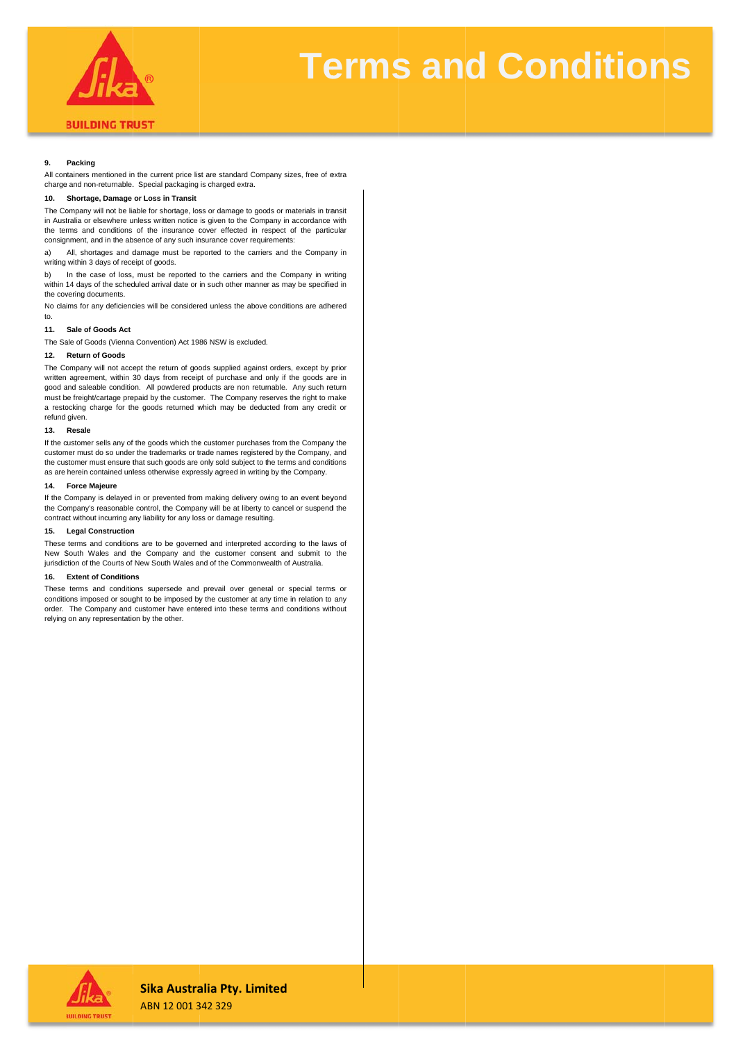# Terms and Conditions

**9. Packing**

All containers mentioned in the current price list are standard Company sizes, free of extra charge and non-returnable. Special packaging is charged extra.

**10. Shortage, Damage or Loss in Transit**

The Company will not be liable for shortage, loss or damage to goods or materials in transit in Australia or elsewhere unless written notice is given to the Company in accordance with the terms and conditions of the insurance cover effected in respect of the particular consignment, and in the absence of any such insurance cover requirements:

a) All, shortages and damage must be reported to the carriers and the Company in writing within 3 days of receipt of goods.

b) In the case of loss, must be reported to the carriers and the Company in writing within 14 days of the scheduled arrival date or in such other manner as may be specified in the covering documents.

No claims for any deficiencies will be considered unless the above conditions are adhered to.

**11. Sale of Goods Act**

The Sale of Goods (Vienna Convention) Act 1986 NSW is excluded.

**12. Return of Goods**

The Company will not accept the return of goods supplied against orders, except by prior written agreement, within 30 days from receipt of purchase and only if the goods are in good and saleable condition. All powdered products are non returnable. Any such return must be freight/cartage prepaid by the customer. The Company reserves the right to make a restocking charge for the goods returned which may be deducted from any credit or refund given.

**13. Resale**

If the customer sells any of the goods which the customer purchases from the Company the customer must do so under the trademarks or trade names registered by the Company, and the customer must ensure that such goods are only sold subject to the terms and conditions as are herein contained unless otherwise expressly agreed in writing by the Company.

**14. Force Majeure**

If the Company is delayed in or prevented from making delivery owing to an event beyond the Company's reasonable control, the Company will be at liberty to cancel or suspend the contract without incurring any liability for any loss or damage resulting.

**15. Legal Construction**

These terms and conditions are to be governed and interpreted according to the laws of New South Wales and the Company and the customer consent and submit to the jurisdiction of the Courts of New South Wales and of the Commonwealth of Australia.

**16. Extent of Conditions**

These terms and conditions supersede and prevail over general or special terms or conditions imposed or sought to be imposed by the customer at any time in relation to any order. The Company and customer have entered into these terms and conditions without relying on any representation by the other.

**Sika Australia Pty. Limited**
ABN 12 001 342 329